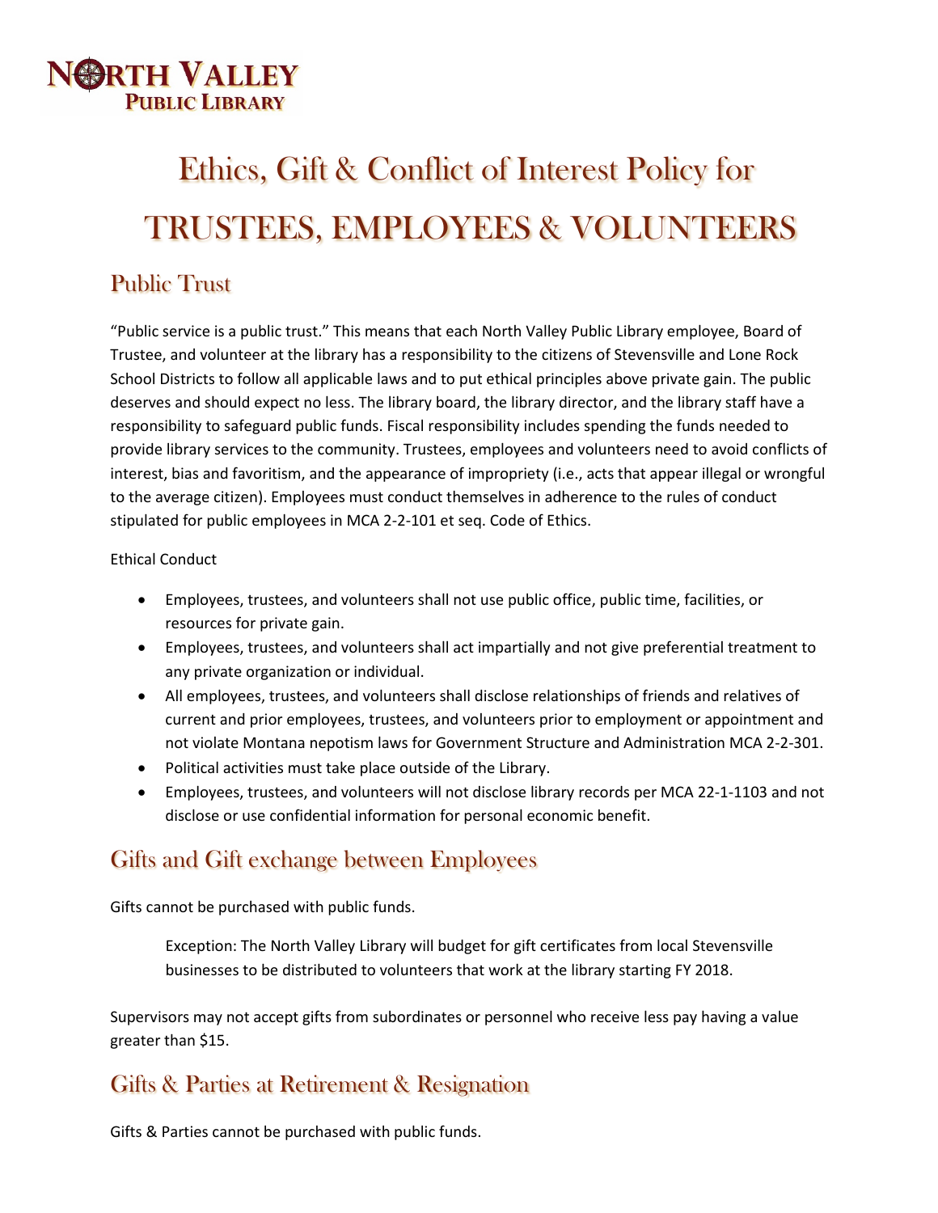NORTH VALLEY
PUBLIC LIBRARY

# Ethics, Gift & Conflict of Interest Policy for TRUSTEES, EMPLOYEES & VOLUNTEERS

## Public Trust

"Public service is a public trust." This means that each North Valley Public Library employee, Board of Trustee, and volunteer at the library has a responsibility to the citizens of Stevensville and Lone Rock School Districts to follow all applicable laws and to put ethical principles above private gain. The public deserves and should expect no less. The library board, the library director, and the library staff have a responsibility to safeguard public funds. Fiscal responsibility includes spending the funds needed to provide library services to the community. Trustees, employees and volunteers need to avoid conflicts of interest, bias and favoritism, and the appearance of impropriety (i.e., acts that appear illegal or wrongful to the average citizen). Employees must conduct themselves in adherence to the rules of conduct stipulated for public employees in MCA 2-2-101 et seq. Code of Ethics.

Ethical Conduct

- Employees, trustees, and volunteers shall not use public office, public time, facilities, or resources for private gain.
- Employees, trustees, and volunteers shall act impartially and not give preferential treatment to any private organization or individual.
- All employees, trustees, and volunteers shall disclose relationships of friends and relatives of current and prior employees, trustees, and volunteers prior to employment or appointment and not violate Montana nepotism laws for Government Structure and Administration MCA 2-2-301.
- Political activities must take place outside of the Library.
- Employees, trustees, and volunteers will not disclose library records per MCA 22-1-1103 and not disclose or use confidential information for personal economic benefit.

## Gifts and Gift exchange between Employees

Gifts cannot be purchased with public funds.

> Exception: The North Valley Library will budget for gift certificates from local Stevensville businesses to be distributed to volunteers that work at the library starting FY 2018.

Supervisors may not accept gifts from subordinates or personnel who receive less pay having a value greater than $15.

## Gifts & Parties at Retirement & Resignation

Gifts & Parties cannot be purchased with public funds.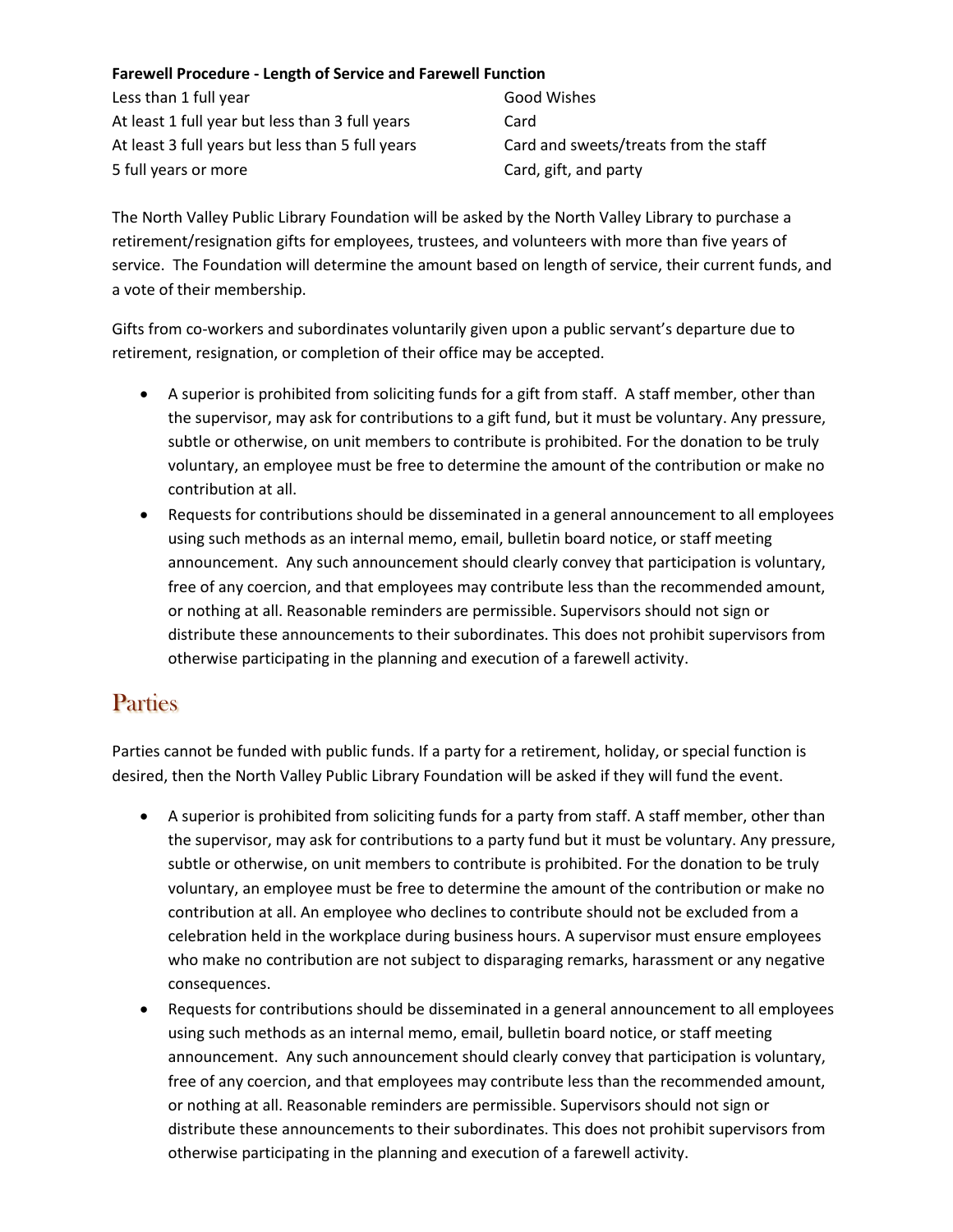**Farewell Procedure - Length of Service and Farewell Function**

| Length of Service | Farewell Function |
| --- | --- |
| Less than 1 full year | Good Wishes |
| At least 1 full year but less than 3 full years | Card |
| At least 3 full years but less than 5 full years | Card and sweets/treats from the staff |
| 5 full years or more | Card, gift, and party |

The North Valley Public Library Foundation will be asked by the North Valley Library to purchase a retirement/resignation gifts for employees, trustees, and volunteers with more than five years of service. The Foundation will determine the amount based on length of service, their current funds, and a vote of their membership.

Gifts from co-workers and subordinates voluntarily given upon a public servant's departure due to retirement, resignation, or completion of their office may be accepted.

- A superior is prohibited from soliciting funds for a gift from staff. A staff member, other than the supervisor, may ask for contributions to a gift fund, but it must be voluntary. Any pressure, subtle or otherwise, on unit members to contribute is prohibited. For the donation to be truly voluntary, an employee must be free to determine the amount of the contribution or make no contribution at all.
- Requests for contributions should be disseminated in a general announcement to all employees using such methods as an internal memo, email, bulletin board notice, or staff meeting announcement. Any such announcement should clearly convey that participation is voluntary, free of any coercion, and that employees may contribute less than the recommended amount, or nothing at all. Reasonable reminders are permissible. Supervisors should not sign or distribute these announcements to their subordinates. This does not prohibit supervisors from otherwise participating in the planning and execution of a farewell activity.

## Parties

Parties cannot be funded with public funds. If a party for a retirement, holiday, or special function is desired, then the North Valley Public Library Foundation will be asked if they will fund the event.

- A superior is prohibited from soliciting funds for a party from staff. A staff member, other than the supervisor, may ask for contributions to a party fund but it must be voluntary. Any pressure, subtle or otherwise, on unit members to contribute is prohibited. For the donation to be truly voluntary, an employee must be free to determine the amount of the contribution or make no contribution at all. An employee who declines to contribute should not be excluded from a celebration held in the workplace during business hours. A supervisor must ensure employees who make no contribution are not subject to disparaging remarks, harassment or any negative consequences.
- Requests for contributions should be disseminated in a general announcement to all employees using such methods as an internal memo, email, bulletin board notice, or staff meeting announcement. Any such announcement should clearly convey that participation is voluntary, free of any coercion, and that employees may contribute less than the recommended amount, or nothing at all. Reasonable reminders are permissible. Supervisors should not sign or distribute these announcements to their subordinates. This does not prohibit supervisors from otherwise participating in the planning and execution of a farewell activity.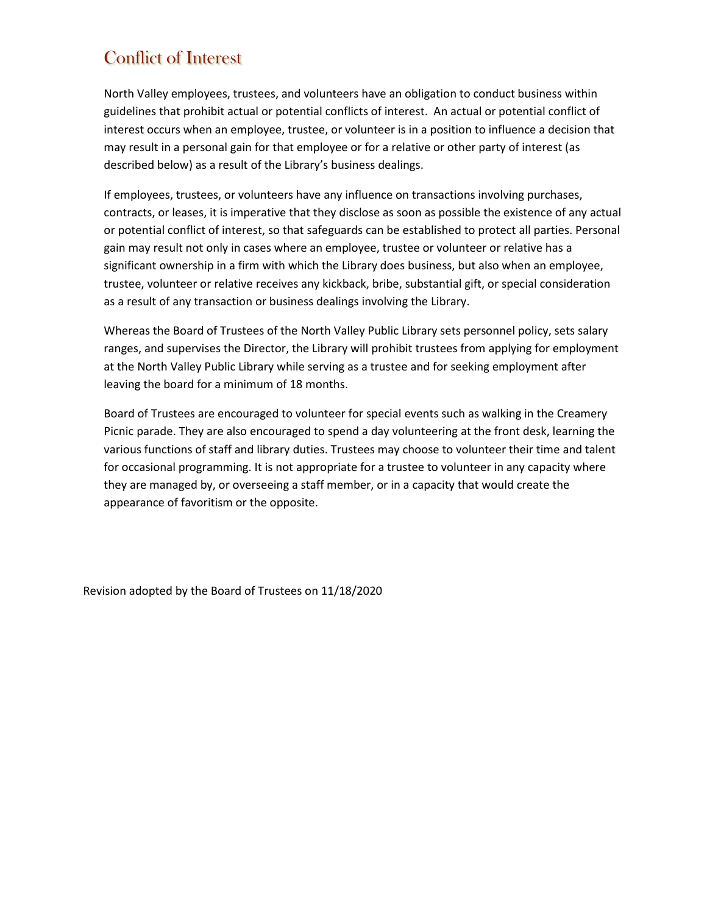# Conflict of Interest

North Valley employees, trustees, and volunteers have an obligation to conduct business within guidelines that prohibit actual or potential conflicts of interest. An actual or potential conflict of interest occurs when an employee, trustee, or volunteer is in a position to influence a decision that may result in a personal gain for that employee or for a relative or other party of interest (as described below) as a result of the Library's business dealings.

If employees, trustees, or volunteers have any influence on transactions involving purchases, contracts, or leases, it is imperative that they disclose as soon as possible the existence of any actual or potential conflict of interest, so that safeguards can be established to protect all parties. Personal gain may result not only in cases where an employee, trustee or volunteer or relative has a significant ownership in a firm with which the Library does business, but also when an employee, trustee, volunteer or relative receives any kickback, bribe, substantial gift, or special consideration as a result of any transaction or business dealings involving the Library.

Whereas the Board of Trustees of the North Valley Public Library sets personnel policy, sets salary ranges, and supervises the Director, the Library will prohibit trustees from applying for employment at the North Valley Public Library while serving as a trustee and for seeking employment after leaving the board for a minimum of 18 months.

Board of Trustees are encouraged to volunteer for special events such as walking in the Creamery Picnic parade. They are also encouraged to spend a day volunteering at the front desk, learning the various functions of staff and library duties. Trustees may choose to volunteer their time and talent for occasional programming. It is not appropriate for a trustee to volunteer in any capacity where they are managed by, or overseeing a staff member, or in a capacity that would create the appearance of favoritism or the opposite.

Revision adopted by the Board of Trustees on 11/18/2020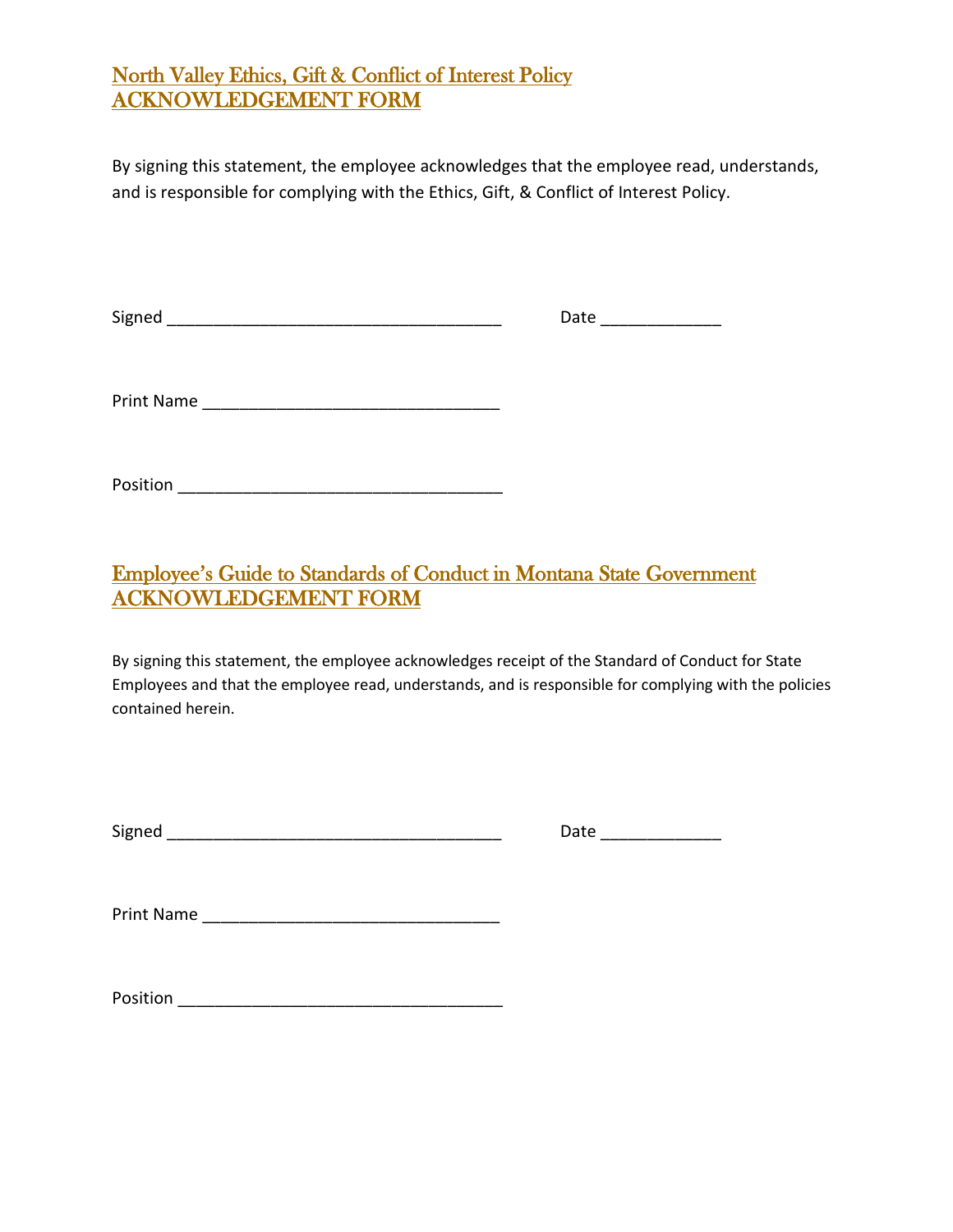## North Valley Ethics, Gift & Conflict of Interest Policy
## ACKNOWLEDGEMENT FORM

By signing this statement, the employee acknowledges that the employee read, understands, and is responsible for complying with the Ethics, Gift, & Conflict of Interest Policy.

Signed ____________________________________ Date ____________

Print Name ________________________________

Position ___________________________________

## Employee's Guide to Standards of Conduct in Montana State Government
## ACKNOWLEDGEMENT FORM

By signing this statement, the employee acknowledges receipt of the Standard of Conduct for State Employees and that the employee read, understands, and is responsible for complying with the policies contained herein.

Signed ____________________________________ Date ____________

Print Name ________________________________

Position ___________________________________